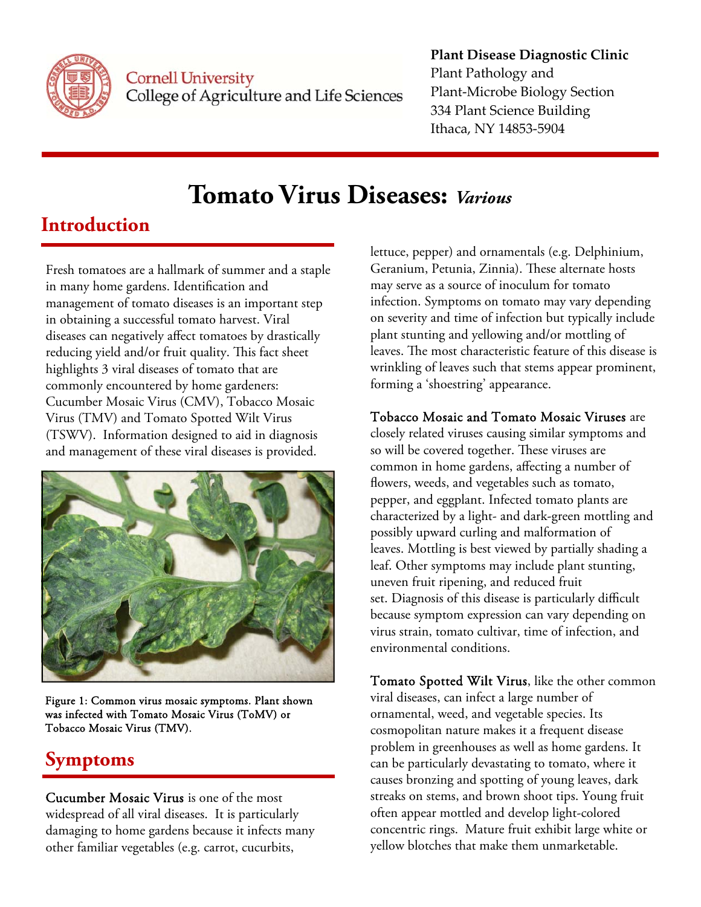Cornell University
College of Agriculture and Life Sciences

**Plant Disease Diagnostic Clinic**
Plant Pathology and
Plant-Microbe Biology Section
334 Plant Science Building
Ithaca, NY 14853-5904

# Tomato Virus Diseases: *Various*

## Introduction

Fresh tomatoes are a hallmark of summer and a staple in many home gardens. Identification and management of tomato diseases is an important step in obtaining a successful tomato harvest. Viral diseases can negatively affect tomatoes by drastically reducing yield and/or fruit quality. This fact sheet highlights 3 viral diseases of tomato that are commonly encountered by home gardeners: Cucumber Mosaic Virus (CMV), Tobacco Mosaic Virus (TMV) and Tomato Spotted Wilt Virus (TSWV). Information designed to aid in diagnosis and management of these viral diseases is provided.

Figure 1: Common virus mosaic symptoms. Plant shown was infected with Tomato Mosaic Virus (ToMV) or Tobacco Mosaic Virus (TMV).

## Symptoms

Cucumber Mosaic Virus is one of the most widespread of all viral diseases. It is particularly damaging to home gardens because it infects many other familiar vegetables (e.g. carrot, cucurbits, lettuce, pepper) and ornamentals (e.g. Delphinium, Geranium, Petunia, Zinnia). These alternate hosts may serve as a source of inoculum for tomato infection. Symptoms on tomato may vary depending on severity and time of infection but typically include plant stunting and yellowing and/or mottling of leaves. The most characteristic feature of this disease is wrinkling of leaves such that stems appear prominent, forming a 'shoestring' appearance.

Tobacco Mosaic and Tomato Mosaic Viruses are closely related viruses causing similar symptoms and so will be covered together. These viruses are common in home gardens, affecting a number of flowers, weeds, and vegetables such as tomato, pepper, and eggplant. Infected tomato plants are characterized by a light- and dark-green mottling and possibly upward curling and malformation of leaves. Mottling is best viewed by partially shading a leaf. Other symptoms may include plant stunting, uneven fruit ripening, and reduced fruit set. Diagnosis of this disease is particularly difficult because symptom expression can vary depending on virus strain, tomato cultivar, time of infection, and environmental conditions.

Tomato Spotted Wilt Virus, like the other common viral diseases, can infect a large number of ornamental, weed, and vegetable species. Its cosmopolitan nature makes it a frequent disease problem in greenhouses as well as home gardens. It can be particularly devastating to tomato, where it causes bronzing and spotting of young leaves, dark streaks on stems, and brown shoot tips. Young fruit often appear mottled and develop light-colored concentric rings. Mature fruit exhibit large white or yellow blotches that make them unmarketable.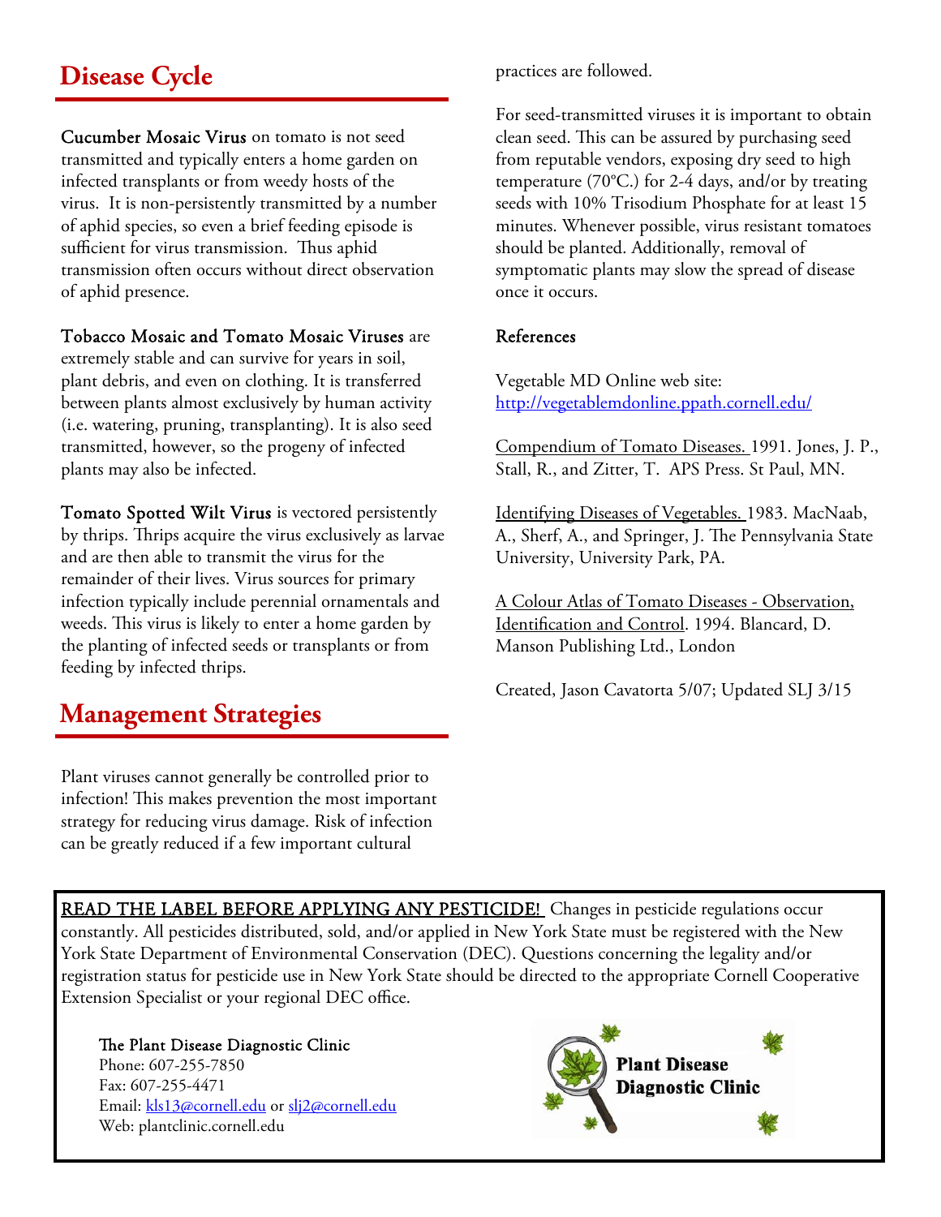## Disease Cycle

**Cucumber Mosaic Virus** on tomato is not seed transmitted and typically enters a home garden on infected transplants or from weedy hosts of the virus. It is non-persistently transmitted by a number of aphid species, so even a brief feeding episode is sufficient for virus transmission. Thus aphid transmission often occurs without direct observation of aphid presence.

**Tobacco Mosaic and Tomato Mosaic Viruses** are extremely stable and can survive for years in soil, plant debris, and even on clothing. It is transferred between plants almost exclusively by human activity (i.e. watering, pruning, transplanting). It is also seed transmitted, however, so the progeny of infected plants may also be infected.

**Tomato Spotted Wilt Virus** is vectored persistently by thrips. Thrips acquire the virus exclusively as larvae and are then able to transmit the virus for the remainder of their lives. Virus sources for primary infection typically include perennial ornamentals and weeds. This virus is likely to enter a home garden by the planting of infected seeds or transplants or from feeding by infected thrips.

## Management Strategies

Plant viruses cannot generally be controlled prior to infection! This makes prevention the most important strategy for reducing virus damage. Risk of infection can be greatly reduced if a few important cultural practices are followed.

For seed-transmitted viruses it is important to obtain clean seed. This can be assured by purchasing seed from reputable vendors, exposing dry seed to high temperature (70°C.) for 2-4 days, and/or by treating seeds with 10% Trisodium Phosphate for at least 15 minutes. Whenever possible, virus resistant tomatoes should be planted. Additionally, removal of symptomatic plants may slow the spread of disease once it occurs.

**References**

Vegetable MD Online web site: http://vegetablemdonline.ppath.cornell.edu/

Compendium of Tomato Diseases. 1991. Jones, J. P., Stall, R., and Zitter, T. APS Press. St Paul, MN.

Identifying Diseases of Vegetables. 1983. MacNaab, A., Sherf, A., and Springer, J. The Pennsylvania State University, University Park, PA.

A Colour Atlas of Tomato Diseases - Observation, Identification and Control. 1994. Blancard, D. Manson Publishing Ltd., London

Created, Jason Cavatorta 5/07; Updated SLJ 3/15

READ THE LABEL BEFORE APPLYING ANY PESTICIDE! Changes in pesticide regulations occur constantly. All pesticides distributed, sold, and/or applied in New York State must be registered with the New York State Department of Environmental Conservation (DEC). Questions concerning the legality and/or registration status for pesticide use in New York State should be directed to the appropriate Cornell Cooperative Extension Specialist or your regional DEC office.

**The Plant Disease Diagnostic Clinic**
Phone: 607-255-7850
Fax: 607-255-4471
Email: kls13@cornell.edu or slj2@cornell.edu
Web: plantclinic.cornell.edu

Plant Disease Diagnostic Clinic